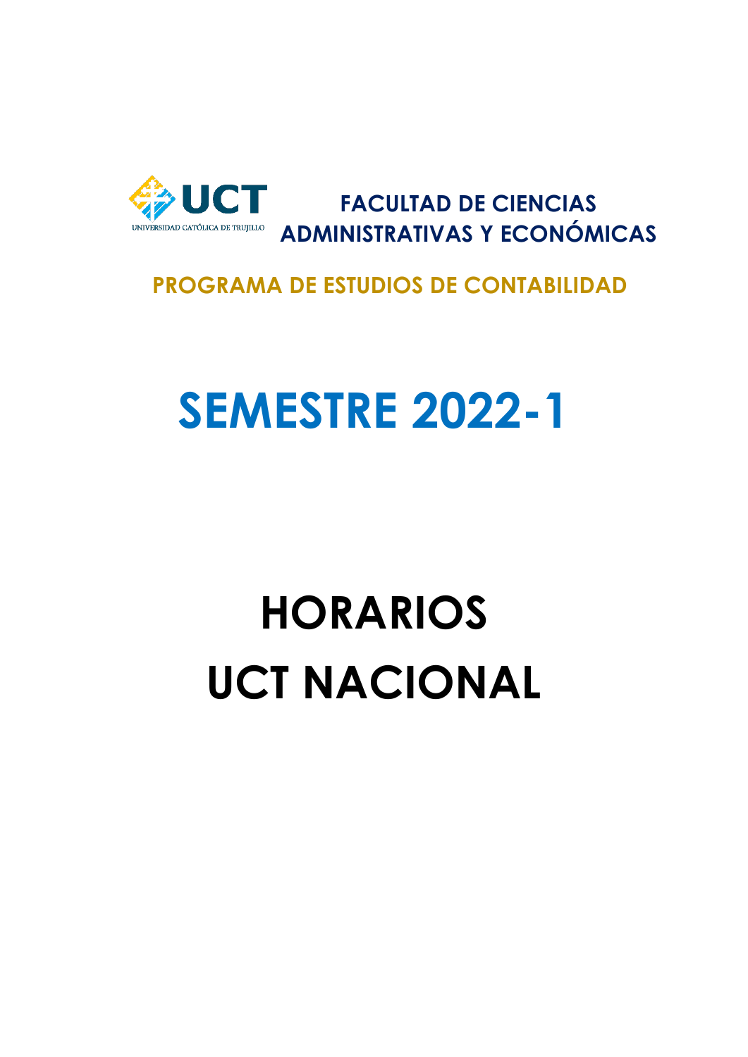UCT
UNIVERSIDAD CATÓLICA DE TRUJILLO

**FACULTAD DE CIENCIAS ADMINISTRATIVAS Y ECONÓMICAS**

**PROGRAMA DE ESTUDIOS DE CONTABILIDAD**

# SEMESTRE 2022-1

# HORARIOS UCT NACIONAL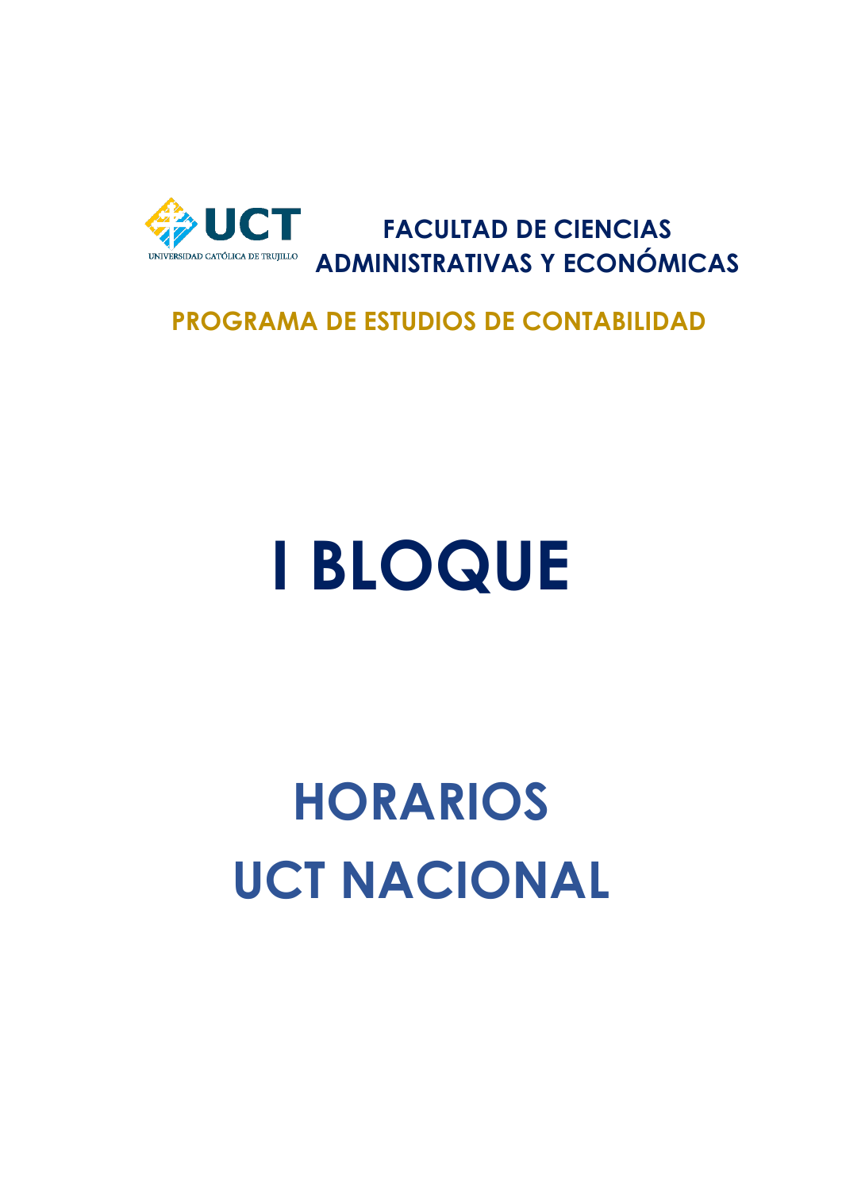UCT

UNIVERSIDAD CATÓLICA DE TRUJILLO

**FACULTAD DE CIENCIAS ADMINISTRATIVAS Y ECONÓMICAS**

**PROGRAMA DE ESTUDIOS DE CONTABILIDAD**

# I BLOQUE

# HORARIOS UCT NACIONAL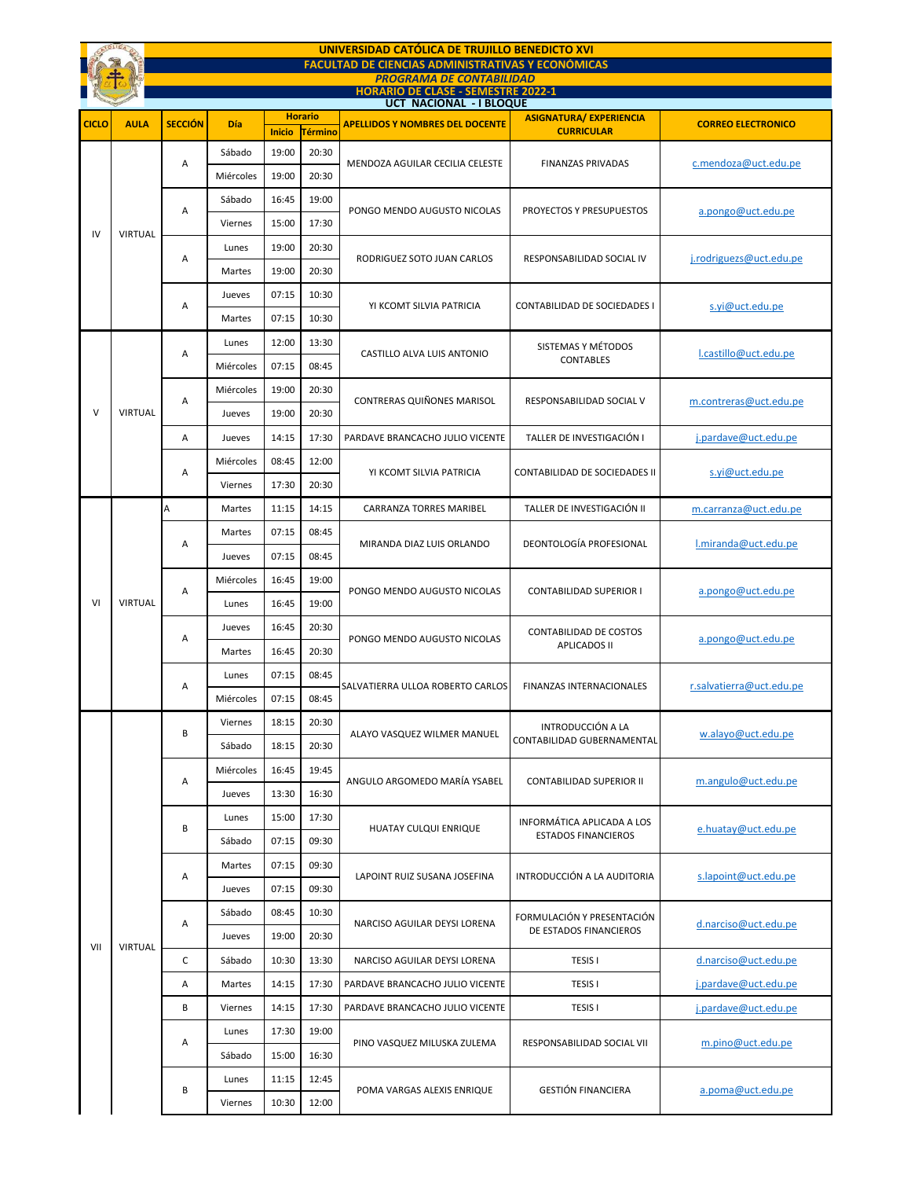# UNIVERSIDAD CATÓLICA DE TRUJILLO BENEDICTO XVI

## FACULTAD DE CIENCIAS ADMINISTRATIVAS Y ECONÓMICAS

### *PROGRAMA DE CONTABILIDAD*

### HORARIO DE CLASE - SEMESTRE 2022-1

### UCT NACIONAL - I BLOQUE

| CICLO | AULA | SECCIÓN | Día | Horario | | APELLIDOS Y NOMBRES DEL DOCENTE | ASIGNATURA/ EXPERIENCIA CURRICULAR | CORREO ELECTRONICO |
|---|---|---|---|---|---|---|---|---|
| | | | | Inicio | Término | | | |
| IV | VIRTUAL | A | Sábado | 19:00 | 20:30 | MENDOZA AGUILAR CECILIA CELESTE | FINANZAS PRIVADAS | c.mendoza@uct.edu.pe |
| | | | Miércoles | 19:00 | 20:30 | | | |
| | | A | Sábado | 16:45 | 19:00 | PONGO MENDO AUGUSTO NICOLAS | PROYECTOS Y PRESUPUESTOS | a.pongo@uct.edu.pe |
| | | | Viernes | 15:00 | 17:30 | | | |
| | | A | Lunes | 19:00 | 20:30 | RODRIGUEZ SOTO JUAN CARLOS | RESPONSABILIDAD SOCIAL IV | j.rodriguezs@uct.edu.pe |
| | | | Martes | 19:00 | 20:30 | | | |
| | | A | Jueves | 07:15 | 10:30 | YI KCOMT SILVIA PATRICIA | CONTABILIDAD DE SOCIEDADES I | s.yi@uct.edu.pe |
| | | | Martes | 07:15 | 10:30 | | | |
| V | VIRTUAL | A | Lunes | 12:00 | 13:30 | CASTILLO ALVA LUIS ANTONIO | SISTEMAS Y MÉTODOS CONTABLES | l.castillo@uct.edu.pe |
| | | | Miércoles | 07:15 | 08:45 | | | |
| | | A | Miércoles | 19:00 | 20:30 | CONTRERAS QUIÑONES MARISOL | RESPONSABILIDAD SOCIAL V | m.contreras@uct.edu.pe |
| | | | Jueves | 19:00 | 20:30 | | | |
| | | A | Jueves | 14:15 | 17:30 | PARDAVE BRANCACHO JULIO VICENTE | TALLER DE INVESTIGACIÓN I | j.pardave@uct.edu.pe |
| | | A | Miércoles | 08:45 | 12:00 | YI KCOMT SILVIA PATRICIA | CONTABILIDAD DE SOCIEDADES II | s.yi@uct.edu.pe |
| | | | Viernes | 17:30 | 20:30 | | | |
| VI | VIRTUAL | A | Martes | 11:15 | 14:15 | CARRANZA TORRES MARIBEL | TALLER DE INVESTIGACIÓN II | m.carranza@uct.edu.pe |
| | | A | Martes | 07:15 | 08:45 | MIRANDA DIAZ LUIS ORLANDO | DEONTOLOGÍA PROFESIONAL | l.miranda@uct.edu.pe |
| | | | Jueves | 07:15 | 08:45 | | | |
| | | A | Miércoles | 16:45 | 19:00 | PONGO MENDO AUGUSTO NICOLAS | CONTABILIDAD SUPERIOR I | a.pongo@uct.edu.pe |
| | | | Lunes | 16:45 | 19:00 | | | |
| | | A | Jueves | 16:45 | 20:30 | PONGO MENDO AUGUSTO NICOLAS | CONTABILIDAD DE COSTOS APLICADOS II | a.pongo@uct.edu.pe |
| | | | Martes | 16:45 | 20:30 | | | |
| | | A | Lunes | 07:15 | 08:45 | SALVATIERRA ULLOA ROBERTO CARLOS | FINANZAS INTERNACIONALES | r.salvatierra@uct.edu.pe |
| | | | Miércoles | 07:15 | 08:45 | | | |
| VII | VIRTUAL | B | Viernes | 18:15 | 20:30 | ALAYO VASQUEZ WILMER MANUEL | INTRODUCCIÓN A LA CONTABILIDAD GUBERNAMENTAL | w.alayo@uct.edu.pe |
| | | | Sábado | 18:15 | 20:30 | | | |
| | | A | Miércoles | 16:45 | 19:45 | ANGULO ARGOMEDO MARÍA YSABEL | CONTABILIDAD SUPERIOR II | m.angulo@uct.edu.pe |
| | | | Jueves | 13:30 | 16:30 | | | |
| | | B | Lunes | 15:00 | 17:30 | HUATAY CULQUI ENRIQUE | INFORMÁTICA APLICADA A LOS ESTADOS FINANCIEROS | e.huatay@uct.edu.pe |
| | | | Sábado | 07:15 | 09:30 | | | |
| | | A | Martes | 07:15 | 09:30 | LAPOINT RUIZ SUSANA JOSEFINA | INTRODUCCIÓN A LA AUDITORIA | s.lapoint@uct.edu.pe |
| | | | Jueves | 07:15 | 09:30 | | | |
| | | A | Sábado | 08:45 | 10:30 | NARCISO AGUILAR DEYSI LORENA | FORMULACIÓN Y PRESENTACIÓN DE ESTADOS FINANCIEROS | d.narciso@uct.edu.pe |
| | | | Jueves | 19:00 | 20:30 | | | |
| | | C | Sábado | 10:30 | 13:30 | NARCISO AGUILAR DEYSI LORENA | TESIS I | d.narciso@uct.edu.pe |
| | | A | Martes | 14:15 | 17:30 | PARDAVE BRANCACHO JULIO VICENTE | TESIS I | j.pardave@uct.edu.pe |
| | | B | Viernes | 14:15 | 17:30 | PARDAVE BRANCACHO JULIO VICENTE | TESIS I | j.pardave@uct.edu.pe |
| | | A | Lunes | 17:30 | 19:00 | PINO VASQUEZ MILUSKA ZULEMA | RESPONSABILIDAD SOCIAL VII | m.pino@uct.edu.pe |
| | | | Sábado | 15:00 | 16:30 | | | |
| | | B | Lunes | 11:15 | 12:45 | POMA VARGAS ALEXIS ENRIQUE | GESTIÓN FINANCIERA | a.poma@uct.edu.pe |
| | | | Viernes | 10:30 | 12:00 | | | |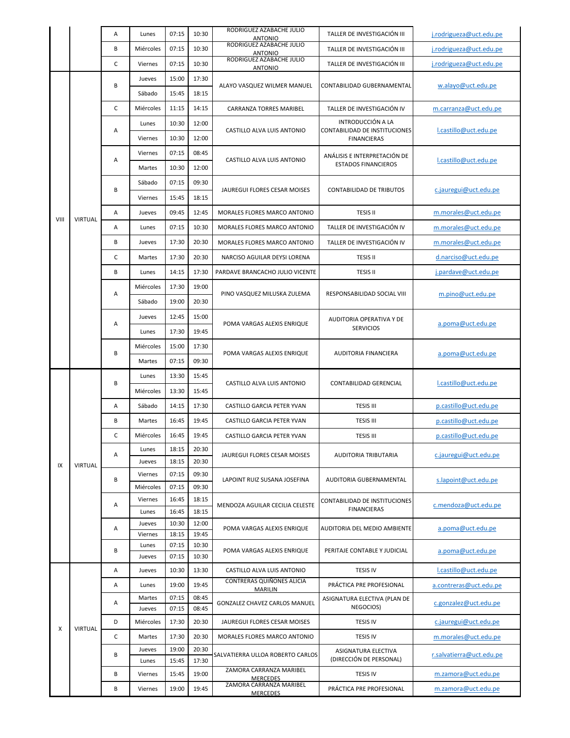| | | A | Lunes | 07:15 | 10:30 | RODRIGUEZ AZABACHE JULIO ANTONIO | TALLER DE INVESTIGACIÓN III | j.rodrigueza@uct.edu.pe |
|---|---|---|---|---|---|---|---|---|
| | | B | Miércoles | 07:15 | 10:30 | RODRIGUEZ AZABACHE JULIO ANTONIO | TALLER DE INVESTIGACIÓN III | j.rodrigueza@uct.edu.pe |
| | | C | Viernes | 07:15 | 10:30 | RODRIGUEZ AZABACHE JULIO ANTONIO | TALLER DE INVESTIGACIÓN III | j.rodrigueza@uct.edu.pe |
| VIII | VIRTUAL | B | Jueves | 15:00 | 17:30 | ALAYO VASQUEZ WILMER MANUEL | CONTABILIDAD GUBERNAMENTAL | w.alayo@uct.edu.pe |
| | | | Sábado | 15:45 | 18:15 | | | |
| | | C | Miércoles | 11:15 | 14:15 | CARRANZA TORRES MARIBEL | TALLER DE INVESTIGACIÓN IV | m.carranza@uct.edu.pe |
| | | A | Lunes | 10:30 | 12:00 | CASTILLO ALVA LUIS ANTONIO | INTRODUCCIÓN A LA CONTABILIDAD DE INSTITUCIONES FINANCIERAS | l.castillo@uct.edu.pe |
| | | | Viernes | 10:30 | 12:00 | | | |
| | | A | Viernes | 07:15 | 08:45 | CASTILLO ALVA LUIS ANTONIO | ANÁLISIS E INTERPRETACIÓN DE ESTADOS FINANCIEROS | l.castillo@uct.edu.pe |
| | | | Martes | 10:30 | 12:00 | | | |
| | | B | Sábado | 07:15 | 09:30 | JAUREGUI FLORES CESAR MOISES | CONTABILIDAD DE TRIBUTOS | c.jauregui@uct.edu.pe |
| | | | Viernes | 15:45 | 18:15 | | | |
| | | A | Jueves | 09:45 | 12:45 | MORALES FLORES MARCO ANTONIO | TESIS II | m.morales@uct.edu.pe |
| | | A | Lunes | 07:15 | 10:30 | MORALES FLORES MARCO ANTONIO | TALLER DE INVESTIGACIÓN IV | m.morales@uct.edu.pe |
| | | B | Jueves | 17:30 | 20:30 | MORALES FLORES MARCO ANTONIO | TALLER DE INVESTIGACIÓN IV | m.morales@uct.edu.pe |
| | | C | Martes | 17:30 | 20:30 | NARCISO AGUILAR DEYSI LORENA | TESIS II | d.narciso@uct.edu.pe |
| | | B | Lunes | 14:15 | 17:30 | PARDAVE BRANCACHO JULIO VICENTE | TESIS II | j.pardave@uct.edu.pe |
| | | A | Miércoles | 17:30 | 19:00 | PINO VASQUEZ MILUSKA ZULEMA | RESPONSABILIDAD SOCIAL VIII | m.pino@uct.edu.pe |
| | | | Sábado | 19:00 | 20:30 | | | |
| | | A | Jueves | 12:45 | 15:00 | POMA VARGAS ALEXIS ENRIQUE | AUDITORIA OPERATIVA Y DE SERVICIOS | a.poma@uct.edu.pe |
| | | | Lunes | 17:30 | 19:45 | | | |
| | | B | Miércoles | 15:00 | 17:30 | POMA VARGAS ALEXIS ENRIQUE | AUDITORIA FINANCIERA | a.poma@uct.edu.pe |
| | | | Martes | 07:15 | 09:30 | | | |
| IX | VIRTUAL | B | Lunes | 13:30 | 15:45 | CASTILLO ALVA LUIS ANTONIO | CONTABILIDAD GERENCIAL | l.castillo@uct.edu.pe |
| | | | Miércoles | 13:30 | 15:45 | | | |
| | | A | Sábado | 14:15 | 17:30 | CASTILLO GARCIA PETER YVAN | TESIS III | p.castillo@uct.edu.pe |
| | | B | Martes | 16:45 | 19:45 | CASTILLO GARCIA PETER YVAN | TESIS III | p.castillo@uct.edu.pe |
| | | C | Miércoles | 16:45 | 19:45 | CASTILLO GARCIA PETER YVAN | TESIS III | p.castillo@uct.edu.pe |
| | | A | Lunes | 18:15 | 20:30 | JAUREGUI FLORES CESAR MOISES | AUDITORIA TRIBUTARIA | c.jauregui@uct.edu.pe |
| | | | Jueves | 18:15 | 20:30 | | | |
| | | B | Viernes | 07:15 | 09:30 | LAPOINT RUIZ SUSANA JOSEFINA | AUDITORIA GUBERNAMENTAL | s.lapoint@uct.edu.pe |
| | | | Miércoles | 07:15 | 09:30 | | | |
| | | A | Viernes | 16:45 | 18:15 | MENDOZA AGUILAR CECILIA CELESTE | CONTABILIDAD DE INSTITUCIONES FINANCIERAS | c.mendoza@uct.edu.pe |
| | | | Lunes | 16:45 | 18:15 | | | |
| | | A | Jueves | 10:30 | 12:00 | POMA VARGAS ALEXIS ENRIQUE | AUDITORIA DEL MEDIO AMBIENTE | a.poma@uct.edu.pe |
| | | | Viernes | 18:15 | 19:45 | | | |
| | | B | Lunes | 07:15 | 10:30 | POMA VARGAS ALEXIS ENRIQUE | PERITAJE CONTABLE Y JUDICIAL | a.poma@uct.edu.pe |
| | | | Jueves | 07:15 | 10:30 | | | |
| X | VIRTUAL | A | Jueves | 10:30 | 13:30 | CASTILLO ALVA LUIS ANTONIO | TESIS IV | l.castillo@uct.edu.pe |
| | | A | Lunes | 19:00 | 19:45 | CONTRERAS QUIÑONES ALICIA MARILIN | PRÁCTICA PRE PROFESIONAL | a.contreras@uct.edu.pe |
| | | A | Martes | 07:15 | 08:45 | GONZALEZ CHAVEZ CARLOS MANUEL | ASIGNATURA ELECTIVA (PLAN DE NEGOCIOS) | c.gonzalez@uct.edu.pe |
| | | | Jueves | 07:15 | 08:45 | | | |
| | | D | Miércoles | 17:30 | 20:30 | JAUREGUI FLORES CESAR MOISES | TESIS IV | c.jauregui@uct.edu.pe |
| | | C | Martes | 17:30 | 20:30 | MORALES FLORES MARCO ANTONIO | TESIS IV | m.morales@uct.edu.pe |
| | | B | Jueves | 19:00 | 20:30 | SALVATIERRA ULLOA ROBERTO CARLOS | ASIGNATURA ELECTIVA (DIRECCIÓN DE PERSONAL) | r.salvatierra@uct.edu.pe |
| | | | Lunes | 15:45 | 17:30 | | | |
| | | B | Viernes | 15:45 | 19:00 | ZAMORA CARRANZA MARIBEL MERCEDES | TESIS IV | m.zamora@uct.edu.pe |
| | | B | Viernes | 19:00 | 19:45 | ZAMORA CARRANZA MARIBEL MERCEDES | PRÁCTICA PRE PROFESIONAL | m.zamora@uct.edu.pe |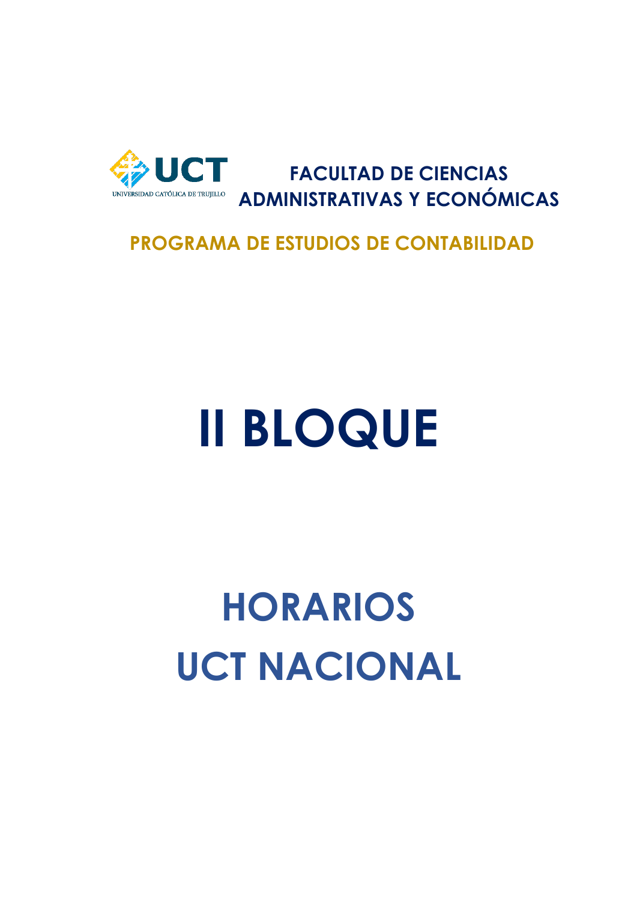UCT

UNIVERSIDAD CATÓLICA DE TRUJILLO

**FACULTAD DE CIENCIAS ADMINISTRATIVAS Y ECONÓMICAS**

**PROGRAMA DE ESTUDIOS DE CONTABILIDAD**

# II BLOQUE

# HORARIOS UCT NACIONAL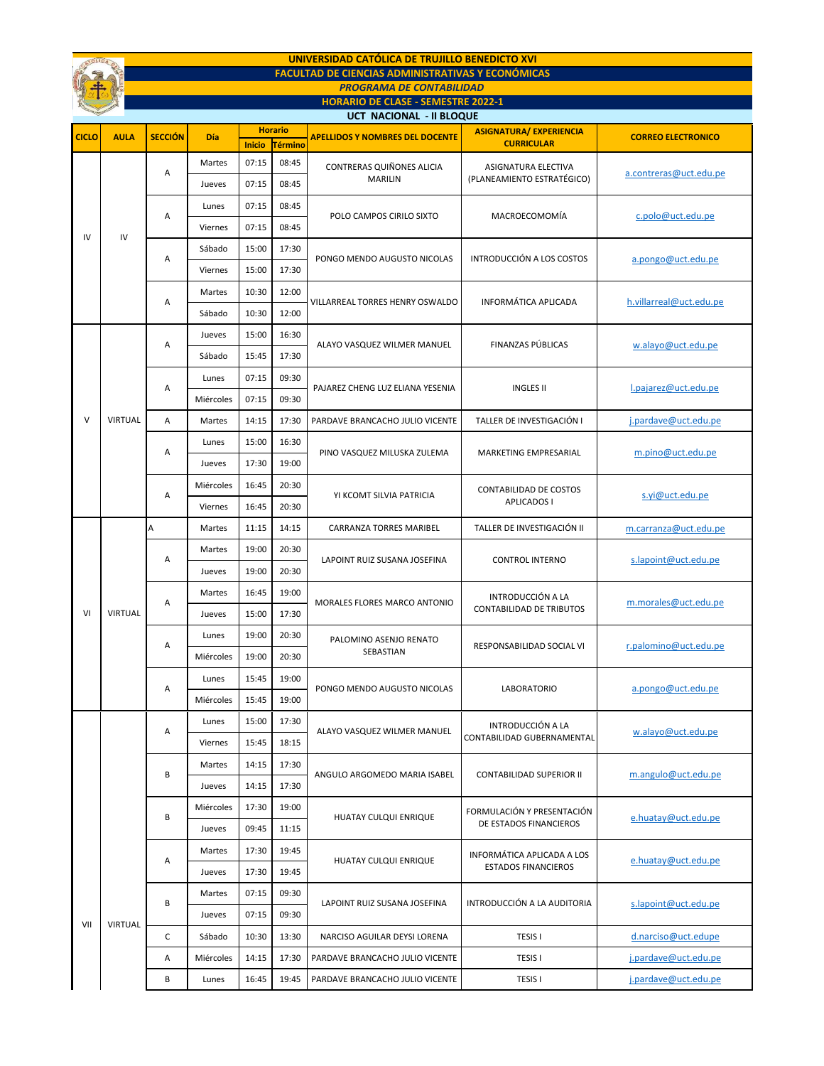# UNIVERSIDAD CATÓLICA DE TRUJILLO BENEDICTO XVI

## FACULTAD DE CIENCIAS ADMINISTRATIVAS Y ECONÓMICAS

### *PROGRAMA DE CONTABILIDAD*

### HORARIO DE CLASE - SEMESTRE 2022-1

### UCT NACIONAL - II BLOQUE

| CICLO | AULA | SECCIÓN | Día | Horario | | APELLIDOS Y NOMBRES DEL DOCENTE | ASIGNATURA/ EXPERIENCIA CURRICULAR | CORREO ELECTRONICO |
|---|---|---|---|---|---|---|---|---|
| | | | | Inicio | Término | | | |
| IV | IV | A | Martes | 07:15 | 08:45 | CONTRERAS QUIÑONES ALICIA MARILIN | ASIGNATURA ELECTIVA (PLANEAMIENTO ESTRATÉGICO) | a.contreras@uct.edu.pe |
| | | | Jueves | 07:15 | 08:45 | | | |
| | | A | Lunes | 07:15 | 08:45 | POLO CAMPOS CIRILO SIXTO | MACROECOMOMÍA | c.polo@uct.edu.pe |
| | | | Viernes | 07:15 | 08:45 | | | |
| | | A | Sábado | 15:00 | 17:30 | PONGO MENDO AUGUSTO NICOLAS | INTRODUCCIÓN A LOS COSTOS | a.pongo@uct.edu.pe |
| | | | Viernes | 15:00 | 17:30 | | | |
| | | A | Martes | 10:30 | 12:00 | VILLARREAL TORRES HENRY OSWALDO | INFORMÁTICA APLICADA | h.villarreal@uct.edu.pe |
| | | | Sábado | 10:30 | 12:00 | | | |
| V | VIRTUAL | A | Jueves | 15:00 | 16:30 | ALAYO VASQUEZ WILMER MANUEL | FINANZAS PÚBLICAS | w.alayo@uct.edu.pe |
| | | | Sábado | 15:45 | 17:30 | | | |
| | | A | Lunes | 07:15 | 09:30 | PAJAREZ CHENG LUZ ELIANA YESENIA | INGLES II | l.pajarez@uct.edu.pe |
| | | | Miércoles | 07:15 | 09:30 | | | |
| | | A | Martes | 14:15 | 17:30 | PARDAVE BRANCACHO JULIO VICENTE | TALLER DE INVESTIGACIÓN I | j.pardave@uct.edu.pe |
| | | A | Lunes | 15:00 | 16:30 | PINO VASQUEZ MILUSKA ZULEMA | MARKETING EMPRESARIAL | m.pino@uct.edu.pe |
| | | | Jueves | 17:30 | 19:00 | | | |
| | | A | Miércoles | 16:45 | 20:30 | YI KCOMT SILVIA PATRICIA | CONTABILIDAD DE COSTOS APLICADOS I | s.yi@uct.edu.pe |
| | | | Viernes | 16:45 | 20:30 | | | |
| VI | VIRTUAL | A | Martes | 11:15 | 14:15 | CARRANZA TORRES MARIBEL | TALLER DE INVESTIGACIÓN II | m.carranza@uct.edu.pe |
| | | A | Martes | 19:00 | 20:30 | LAPOINT RUIZ SUSANA JOSEFINA | CONTROL INTERNO | s.lapoint@uct.edu.pe |
| | | | Jueves | 19:00 | 20:30 | | | |
| | | A | Martes | 16:45 | 19:00 | MORALES FLORES MARCO ANTONIO | INTRODUCCIÓN A LA CONTABILIDAD DE TRIBUTOS | m.morales@uct.edu.pe |
| | | | Jueves | 15:00 | 17:30 | | | |
| | | A | Lunes | 19:00 | 20:30 | PALOMINO ASENJO RENATO SEBASTIAN | RESPONSABILIDAD SOCIAL VI | r.palomino@uct.edu.pe |
| | | | Miércoles | 19:00 | 20:30 | | | |
| | | A | Lunes | 15:45 | 19:00 | PONGO MENDO AUGUSTO NICOLAS | LABORATORIO | a.pongo@uct.edu.pe |
| | | | Miércoles | 15:45 | 19:00 | | | |
| VII | VIRTUAL | A | Lunes | 15:00 | 17:30 | ALAYO VASQUEZ WILMER MANUEL | INTRODUCCIÓN A LA CONTABILIDAD GUBERNAMENTAL | w.alayo@uct.edu.pe |
| | | | Viernes | 15:45 | 18:15 | | | |
| | | B | Martes | 14:15 | 17:30 | ANGULO ARGOMEDO MARIA ISABEL | CONTABILIDAD SUPERIOR II | m.angulo@uct.edu.pe |
| | | | Jueves | 14:15 | 17:30 | | | |
| | | B | Miércoles | 17:30 | 19:00 | HUATAY CULQUI ENRIQUE | FORMULACIÓN Y PRESENTACIÓN DE ESTADOS FINANCIEROS | e.huatay@uct.edu.pe |
| | | | Jueves | 09:45 | 11:15 | | | |
| | | A | Martes | 17:30 | 19:45 | HUATAY CULQUI ENRIQUE | INFORMÁTICA APLICADA A LOS ESTADOS FINANCIEROS | e.huatay@uct.edu.pe |
| | | | Jueves | 17:30 | 19:45 | | | |
| | | B | Martes | 07:15 | 09:30 | LAPOINT RUIZ SUSANA JOSEFINA | INTRODUCCIÓN A LA AUDITORIA | s.lapoint@uct.edu.pe |
| | | | Jueves | 07:15 | 09:30 | | | |
| | | C | Sábado | 10:30 | 13:30 | NARCISO AGUILAR DEYSI LORENA | TESIS I | d.narciso@uct.edupe |
| | | A | Miércoles | 14:15 | 17:30 | PARDAVE BRANCACHO JULIO VICENTE | TESIS I | j.pardave@uct.edu.pe |
| | | B | Lunes | 16:45 | 19:45 | PARDAVE BRANCACHO JULIO VICENTE | TESIS I | j.pardave@uct.edu.pe |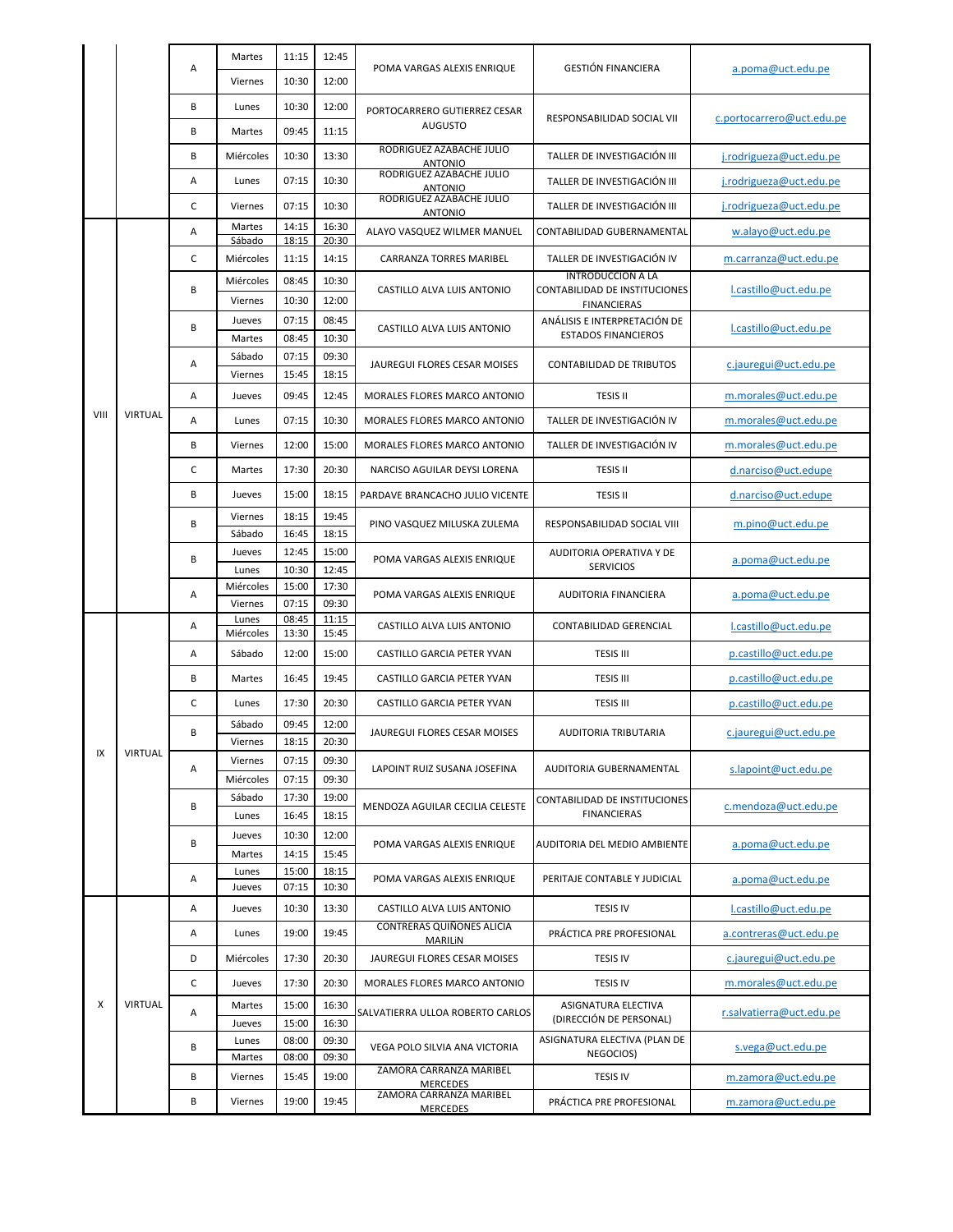| | | | | | | | | |
|---|---|---|---|---|---|---|---|---|
| | | A | Martes | 11:15 | 12:45 | POMA VARGAS ALEXIS ENRIQUE | GESTIÓN FINANCIERA | a.poma@uct.edu.pe |
| | | | Viernes | 10:30 | 12:00 | | | |
| | | B | Lunes | 10:30 | 12:00 | PORTOCARRERO GUTIERREZ CESAR AUGUSTO | RESPONSABILIDAD SOCIAL VII | c.portocarrero@uct.edu.pe |
| | | B | Martes | 09:45 | 11:15 | | | |
| | | B | Miércoles | 10:30 | 13:30 | RODRIGUEZ AZABACHE JULIO ANTONIO | TALLER DE INVESTIGACIÓN III | j.rodrigueza@uct.edu.pe |
| | | A | Lunes | 07:15 | 10:30 | RODRIGUEZ AZABACHE JULIO ANTONIO | TALLER DE INVESTIGACIÓN III | j.rodrigueza@uct.edu.pe |
| | | C | Viernes | 07:15 | 10:30 | RODRIGUEZ AZABACHE JULIO ANTONIO | TALLER DE INVESTIGACIÓN III | j.rodrigueza@uct.edu.pe |
| VIII | VIRTUAL | A | Martes | 14:15 | 16:30 | ALAYO VASQUEZ WILMER MANUEL | CONTABILIDAD GUBERNAMENTAL | w.alayo@uct.edu.pe |
| | | | Sábado | 18:15 | 20:30 | | | |
| | | C | Miércoles | 11:15 | 14:15 | CARRANZA TORRES MARIBEL | TALLER DE INVESTIGACIÓN IV | m.carranza@uct.edu.pe |
| | | B | Miércoles | 08:45 | 10:30 | CASTILLO ALVA LUIS ANTONIO | INTRODUCCION A LA CONTABILIDAD DE INSTITUCIONES FINANCIERAS | l.castillo@uct.edu.pe |
| | | | Viernes | 10:30 | 12:00 | | | |
| | | B | Jueves | 07:15 | 08:45 | CASTILLO ALVA LUIS ANTONIO | ANÁLISIS E INTERPRETACIÓN DE ESTADOS FINANCIEROS | l.castillo@uct.edu.pe |
| | | | Martes | 08:45 | 10:30 | | | |
| | | A | Sábado | 07:15 | 09:30 | JAUREGUI FLORES CESAR MOISES | CONTABILIDAD DE TRIBUTOS | c.jauregui@uct.edu.pe |
| | | | Viernes | 15:45 | 18:15 | | | |
| | | A | Jueves | 09:45 | 12:45 | MORALES FLORES MARCO ANTONIO | TESIS II | m.morales@uct.edu.pe |
| | | A | Lunes | 07:15 | 10:30 | MORALES FLORES MARCO ANTONIO | TALLER DE INVESTIGACIÓN IV | m.morales@uct.edu.pe |
| | | B | Viernes | 12:00 | 15:00 | MORALES FLORES MARCO ANTONIO | TALLER DE INVESTIGACIÓN IV | m.morales@uct.edu.pe |
| | | C | Martes | 17:30 | 20:30 | NARCISO AGUILAR DEYSI LORENA | TESIS II | d.narciso@uct.edupe |
| | | B | Jueves | 15:00 | 18:15 | PARDAVE BRANCACHO JULIO VICENTE | TESIS II | d.narciso@uct.edupe |
| | | B | Viernes | 18:15 | 19:45 | PINO VASQUEZ MILUSKA ZULEMA | RESPONSABILIDAD SOCIAL VIII | m.pino@uct.edu.pe |
| | | | Sábado | 16:45 | 18:15 | | | |
| | | B | Jueves | 12:45 | 15:00 | POMA VARGAS ALEXIS ENRIQUE | AUDITORIA OPERATIVA Y DE SERVICIOS | a.poma@uct.edu.pe |
| | | | Lunes | 10:30 | 12:45 | | | |
| | | A | Miércoles | 15:00 | 17:30 | POMA VARGAS ALEXIS ENRIQUE | AUDITORIA FINANCIERA | a.poma@uct.edu.pe |
| | | | Viernes | 07:15 | 09:30 | | | |
| IX | VIRTUAL | A | Lunes | 08:45 | 11:15 | CASTILLO ALVA LUIS ANTONIO | CONTABILIDAD GERENCIAL | l.castillo@uct.edu.pe |
| | | | Miércoles | 13:30 | 15:45 | | | |
| | | A | Sábado | 12:00 | 15:00 | CASTILLO GARCIA PETER YVAN | TESIS III | p.castillo@uct.edu.pe |
| | | B | Martes | 16:45 | 19:45 | CASTILLO GARCIA PETER YVAN | TESIS III | p.castillo@uct.edu.pe |
| | | C | Lunes | 17:30 | 20:30 | CASTILLO GARCIA PETER YVAN | TESIS III | p.castillo@uct.edu.pe |
| | | B | Sábado | 09:45 | 12:00 | JAUREGUI FLORES CESAR MOISES | AUDITORIA TRIBUTARIA | c.jauregui@uct.edu.pe |
| | | | Viernes | 18:15 | 20:30 | | | |
| | | A | Viernes | 07:15 | 09:30 | LAPOINT RUIZ SUSANA JOSEFINA | AUDITORIA GUBERNAMENTAL | s.lapoint@uct.edu.pe |
| | | | Miércoles | 07:15 | 09:30 | | | |
| | | B | Sábado | 17:30 | 19:00 | MENDOZA AGUILAR CECILIA CELESTE | CONTABILIDAD DE INSTITUCIONES FINANCIERAS | c.mendoza@uct.edu.pe |
| | | | Lunes | 16:45 | 18:15 | | | |
| | | B | Jueves | 10:30 | 12:00 | POMA VARGAS ALEXIS ENRIQUE | AUDITORIA DEL MEDIO AMBIENTE | a.poma@uct.edu.pe |
| | | | Martes | 14:15 | 15:45 | | | |
| | | A | Lunes | 15:00 | 18:15 | POMA VARGAS ALEXIS ENRIQUE | PERITAJE CONTABLE Y JUDICIAL | a.poma@uct.edu.pe |
| | | | Jueves | 07:15 | 10:30 | | | |
| X | VIRTUAL | A | Jueves | 10:30 | 13:30 | CASTILLO ALVA LUIS ANTONIO | TESIS IV | l.castillo@uct.edu.pe |
| | | A | Lunes | 19:00 | 19:45 | CONTRERAS QUIÑONES ALICIA MARILiN | PRÁCTICA PRE PROFESIONAL | a.contreras@uct.edu.pe |
| | | D | Miércoles | 17:30 | 20:30 | JAUREGUI FLORES CESAR MOISES | TESIS IV | c.jauregui@uct.edu.pe |
| | | C | Jueves | 17:30 | 20:30 | MORALES FLORES MARCO ANTONIO | TESIS IV | m.morales@uct.edu.pe |
| | | A | Martes | 15:00 | 16:30 | SALVATIERRA ULLOA ROBERTO CARLOS | ASIGNATURA ELECTIVA (DIRECCIÓN DE PERSONAL) | r.salvatierra@uct.edu.pe |
| | | | Jueves | 15:00 | 16:30 | | | |
| | | B | Lunes | 08:00 | 09:30 | VEGA POLO SILVIA ANA VICTORIA | ASIGNATURA ELECTIVA (PLAN DE NEGOCIOS) | s.vega@uct.edu.pe |
| | | | Martes | 08:00 | 09:30 | | | |
| | | B | Viernes | 15:45 | 19:00 | ZAMORA CARRANZA MARIBEL MERCEDES | TESIS IV | m.zamora@uct.edu.pe |
| | | B | Viernes | 19:00 | 19:45 | ZAMORA CARRANZA MARIBEL MERCEDES | PRÁCTICA PRE PROFESIONAL | m.zamora@uct.edu.pe |